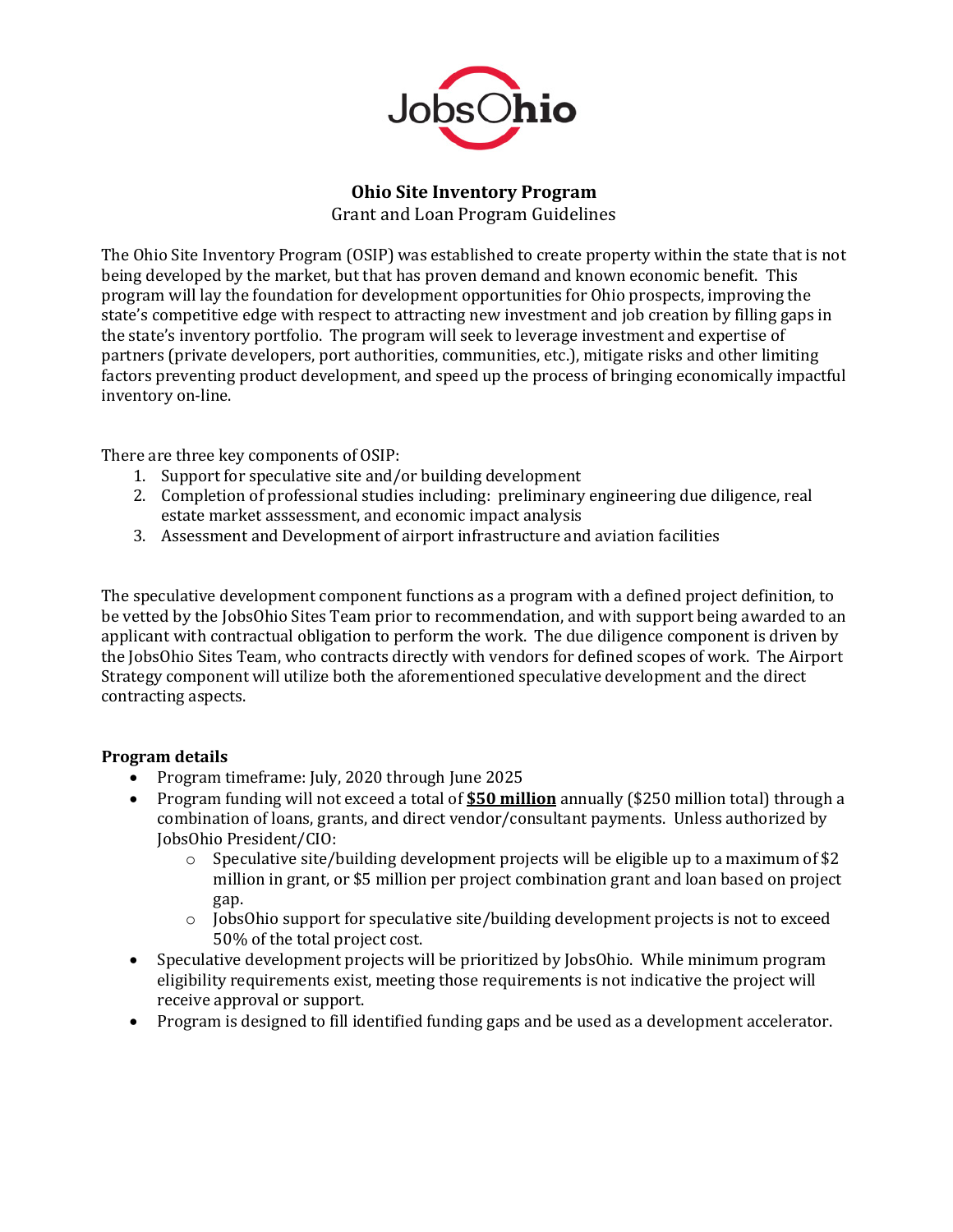# Ohio Site Inventory Program

Grant and Loan Program Guidelines

The Ohio Site Inventory Program (OSIP) was established to create property within the state that is not being developed by the market, but that has proven demand and known economic benefit. This program will lay the foundation for development opportunities for Ohio prospects, improving the state's competitive edge with respect to attracting new investment and job creation by filling gaps in the state's inventory portfolio. The program will seek to leverage investment and expertise of partners (private developers, port authorities, communities, etc.), mitigate risks and other limiting factors preventing product development, and speed up the process of bringing economically impactful inventory on-line.

There are three key components of OSIP:

1. Support for speculative site and/or building development
2. Completion of professional studies including: preliminary engineering due diligence, real estate market asssessment, and economic impact analysis
3. Assessment and Development of airport infrastructure and aviation facilities

The speculative development component functions as a program with a defined project definition, to be vetted by the JobsOhio Sites Team prior to recommendation, and with support being awarded to an applicant with contractual obligation to perform the work. The due diligence component is driven by the JobsOhio Sites Team, who contracts directly with vendors for defined scopes of work. The Airport Strategy component will utilize both the aforementioned speculative development and the direct contracting aspects.

**Program details**

- Program timeframe: July, 2020 through June 2025
- Program funding will not exceed a total of **$50 million** annually ($250 million total) through a combination of loans, grants, and direct vendor/consultant payments. Unless authorized by JobsOhio President/CIO:
  - Speculative site/building development projects will be eligible up to a maximum of $2 million in grant, or $5 million per project combination grant and loan based on project gap.
  - JobsOhio support for speculative site/building development projects is not to exceed 50% of the total project cost.
- Speculative development projects will be prioritized by JobsOhio. While minimum program eligibility requirements exist, meeting those requirements is not indicative the project will receive approval or support.
- Program is designed to fill identified funding gaps and be used as a development accelerator.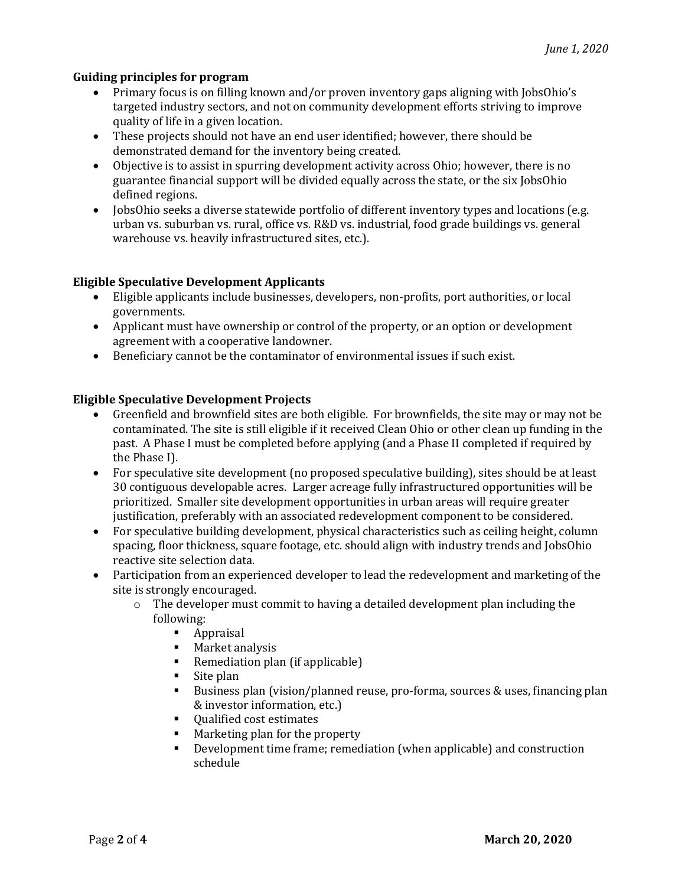**Guiding principles for program**

- Primary focus is on filling known and/or proven inventory gaps aligning with JobsOhio's targeted industry sectors, and not on community development efforts striving to improve quality of life in a given location.
- These projects should not have an end user identified; however, there should be demonstrated demand for the inventory being created.
- Objective is to assist in spurring development activity across Ohio; however, there is no guarantee financial support will be divided equally across the state, or the six JobsOhio defined regions.
- JobsOhio seeks a diverse statewide portfolio of different inventory types and locations (e.g. urban vs. suburban vs. rural, office vs. R&D vs. industrial, food grade buildings vs. general warehouse vs. heavily infrastructured sites, etc.).

**Eligible Speculative Development Applicants**

- Eligible applicants include businesses, developers, non-profits, port authorities, or local governments.
- Applicant must have ownership or control of the property, or an option or development agreement with a cooperative landowner.
- Beneficiary cannot be the contaminator of environmental issues if such exist.

**Eligible Speculative Development Projects**

- Greenfield and brownfield sites are both eligible. For brownfields, the site may or may not be contaminated. The site is still eligible if it received Clean Ohio or other clean up funding in the past. A Phase I must be completed before applying (and a Phase II completed if required by the Phase I).
- For speculative site development (no proposed speculative building), sites should be at least 30 contiguous developable acres. Larger acreage fully infrastructured opportunities will be prioritized. Smaller site development opportunities in urban areas will require greater justification, preferably with an associated redevelopment component to be considered.
- For speculative building development, physical characteristics such as ceiling height, column spacing, floor thickness, square footage, etc. should align with industry trends and JobsOhio reactive site selection data.
- Participation from an experienced developer to lead the redevelopment and marketing of the site is strongly encouraged.
  - The developer must commit to having a detailed development plan including the following:
    - Appraisal
    - Market analysis
    - Remediation plan (if applicable)
    - Site plan
    - Business plan (vision/planned reuse, pro-forma, sources & uses, financing plan & investor information, etc.)
    - Qualified cost estimates
    - Marketing plan for the property
    - Development time frame; remediation (when applicable) and construction schedule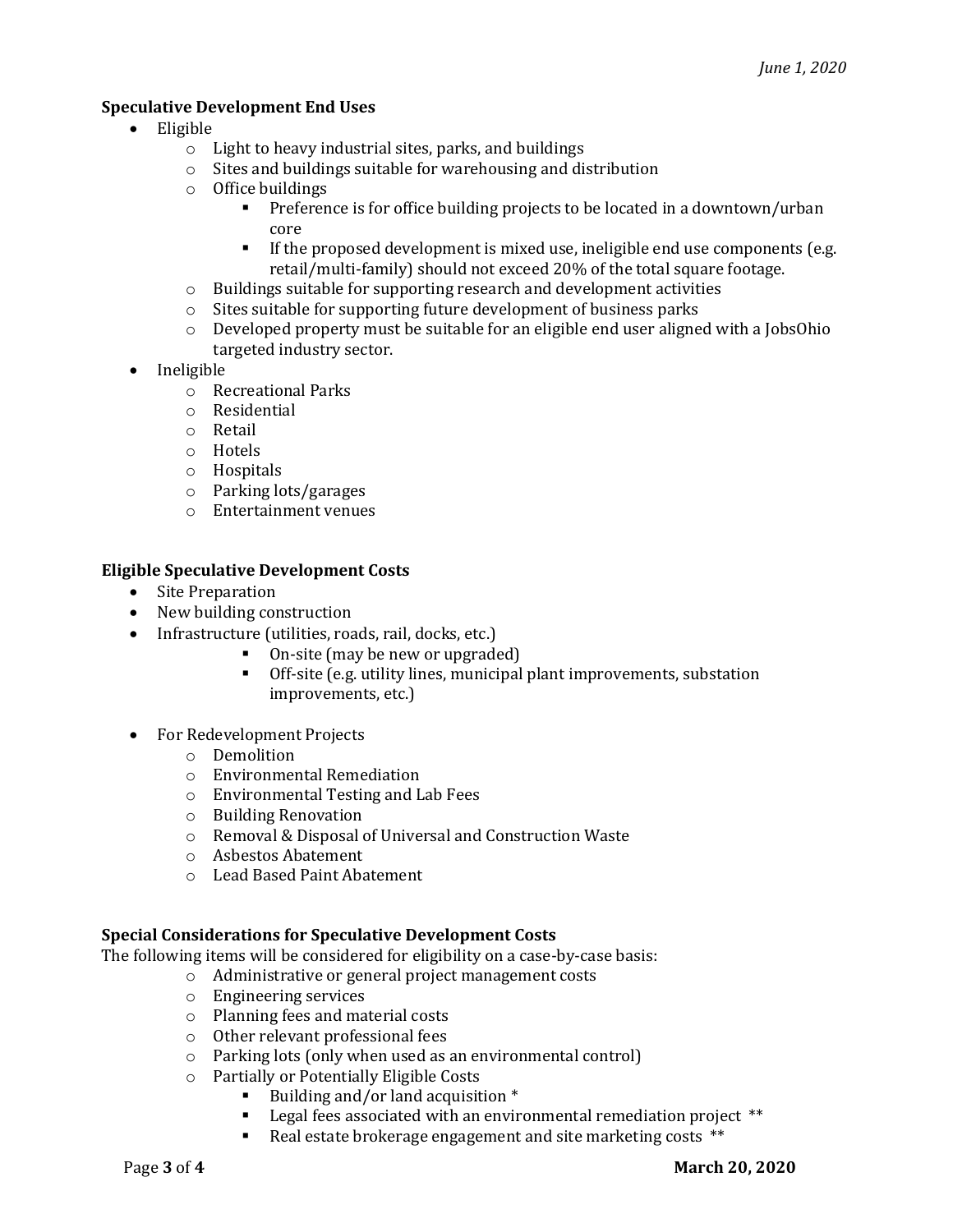**Speculative Development End Uses**

- Eligible
  - Light to heavy industrial sites, parks, and buildings
  - Sites and buildings suitable for warehousing and distribution
  - Office buildings
    - Preference is for office building projects to be located in a downtown/urban core
    - If the proposed development is mixed use, ineligible end use components (e.g. retail/multi-family) should not exceed 20% of the total square footage.
  - Buildings suitable for supporting research and development activities
  - Sites suitable for supporting future development of business parks
  - Developed property must be suitable for an eligible end user aligned with a JobsOhio targeted industry sector.
- Ineligible
  - Recreational Parks
  - Residential
  - Retail
  - Hotels
  - Hospitals
  - Parking lots/garages
  - Entertainment venues

**Eligible Speculative Development Costs**

- Site Preparation
- New building construction
- Infrastructure (utilities, roads, rail, docks, etc.)
  - On-site (may be new or upgraded)
  - Off-site (e.g. utility lines, municipal plant improvements, substation improvements, etc.)
- For Redevelopment Projects
  - Demolition
  - Environmental Remediation
  - Environmental Testing and Lab Fees
  - Building Renovation
  - Removal & Disposal of Universal and Construction Waste
  - Asbestos Abatement
  - Lead Based Paint Abatement

**Special Considerations for Speculative Development Costs**

The following items will be considered for eligibility on a case-by-case basis:

- Administrative or general project management costs
- Engineering services
- Planning fees and material costs
- Other relevant professional fees
- Parking lots (only when used as an environmental control)
- Partially or Potentially Eligible Costs
  - Building and/or land acquisition *
  - Legal fees associated with an environmental remediation project **
  - Real estate brokerage engagement and site marketing costs **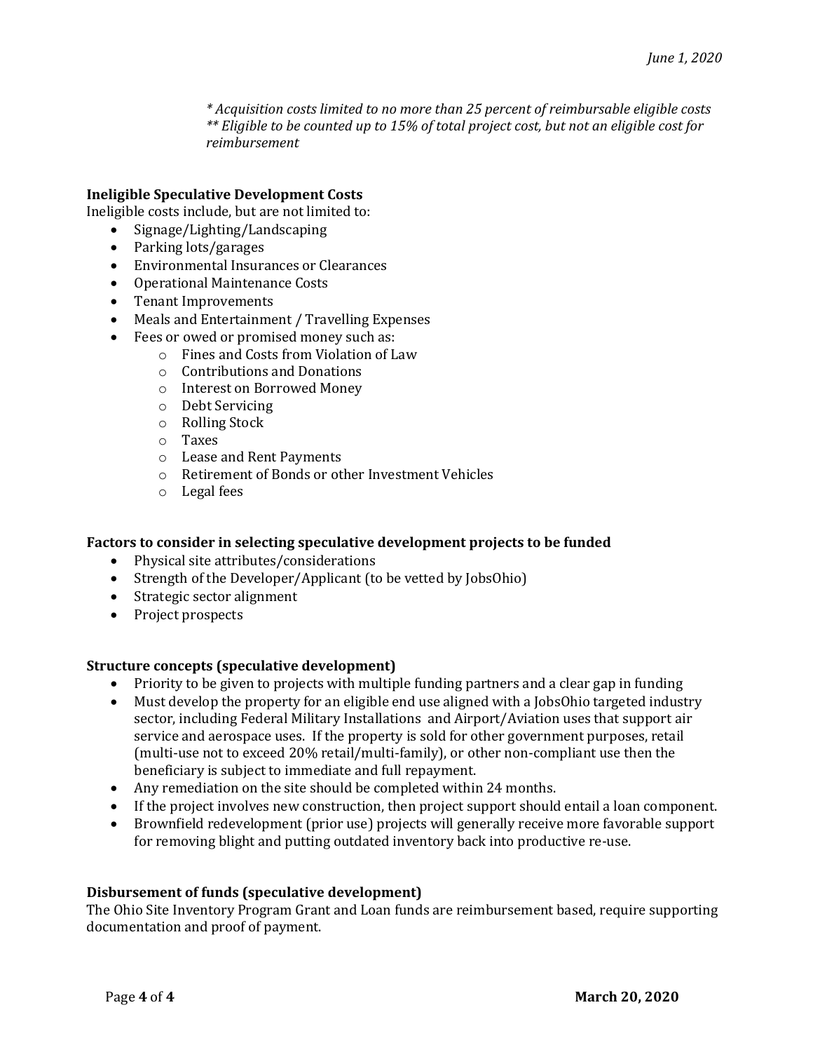*\* Acquisition costs limited to no more than 25 percent of reimbursable eligible costs*
*\*\* Eligible to be counted up to 15% of total project cost, but not an eligible cost for reimbursement*

**Ineligible Speculative Development Costs**

Ineligible costs include, but are not limited to:

- Signage/Lighting/Landscaping
- Parking lots/garages
- Environmental Insurances or Clearances
- Operational Maintenance Costs
- Tenant Improvements
- Meals and Entertainment / Travelling Expenses
- Fees or owed or promised money such as:
  - Fines and Costs from Violation of Law
  - Contributions and Donations
  - Interest on Borrowed Money
  - Debt Servicing
  - Rolling Stock
  - Taxes
  - Lease and Rent Payments
  - Retirement of Bonds or other Investment Vehicles
  - Legal fees

**Factors to consider in selecting speculative development projects to be funded**

- Physical site attributes/considerations
- Strength of the Developer/Applicant (to be vetted by JobsOhio)
- Strategic sector alignment
- Project prospects

**Structure concepts (speculative development)**

- Priority to be given to projects with multiple funding partners and a clear gap in funding
- Must develop the property for an eligible end use aligned with a JobsOhio targeted industry sector, including Federal Military Installations and Airport/Aviation uses that support air service and aerospace uses. If the property is sold for other government purposes, retail (multi-use not to exceed 20% retail/multi-family), or other non-compliant use then the beneficiary is subject to immediate and full repayment.
- Any remediation on the site should be completed within 24 months.
- If the project involves new construction, then project support should entail a loan component.
- Brownfield redevelopment (prior use) projects will generally receive more favorable support for removing blight and putting outdated inventory back into productive re-use.

**Disbursement of funds (speculative development)**

The Ohio Site Inventory Program Grant and Loan funds are reimbursement based, require supporting documentation and proof of payment.